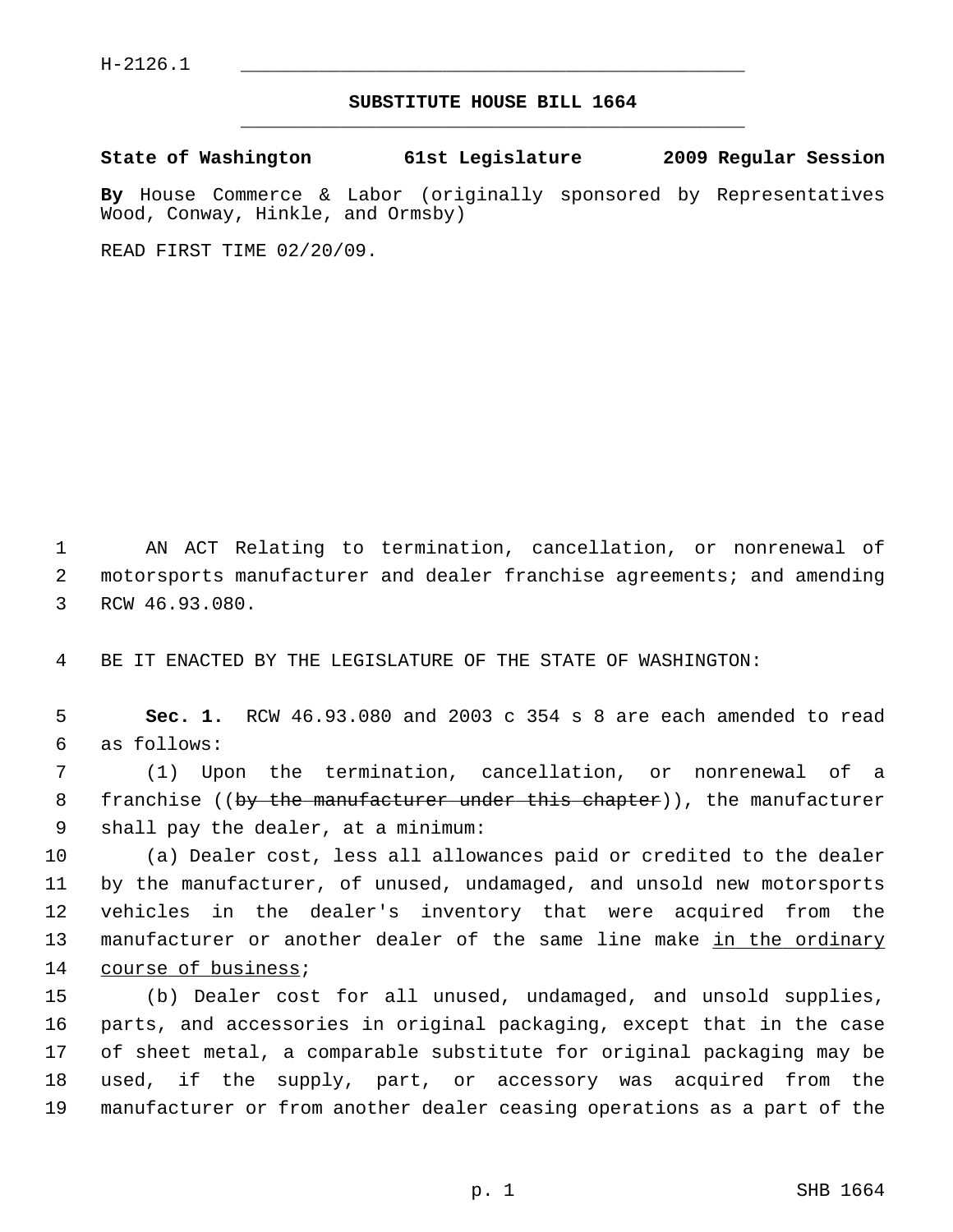H-2126.1

# SUBSTITUTE HOUSE BILL 1664

**State of Washington 61st Legislature 2009 Regular Session**

**By** House Commerce & Labor (originally sponsored by Representatives Wood, Conway, Hinkle, and Ormsby)

READ FIRST TIME 02/20/09.

AN ACT Relating to termination, cancellation, or nonrenewal of motorsports manufacturer and dealer franchise agreements; and amending RCW 46.93.080.

BE IT ENACTED BY THE LEGISLATURE OF THE STATE OF WASHINGTON:

**Sec. 1.** RCW 46.93.080 and 2003 c 354 s 8 are each amended to read as follows:

(1) Upon the termination, cancellation, or nonrenewal of a franchise ((~~by the manufacturer under this chapter~~)), the manufacturer shall pay the dealer, at a minimum:

(a) Dealer cost, less all allowances paid or credited to the dealer by the manufacturer, of unused, undamaged, and unsold new motorsports vehicles in the dealer's inventory that were acquired from the manufacturer or another dealer of the same line make <u>in the ordinary course of business</u>;

(b) Dealer cost for all unused, undamaged, and unsold supplies, parts, and accessories in original packaging, except that in the case of sheet metal, a comparable substitute for original packaging may be used, if the supply, part, or accessory was acquired from the manufacturer or from another dealer ceasing operations as a part of the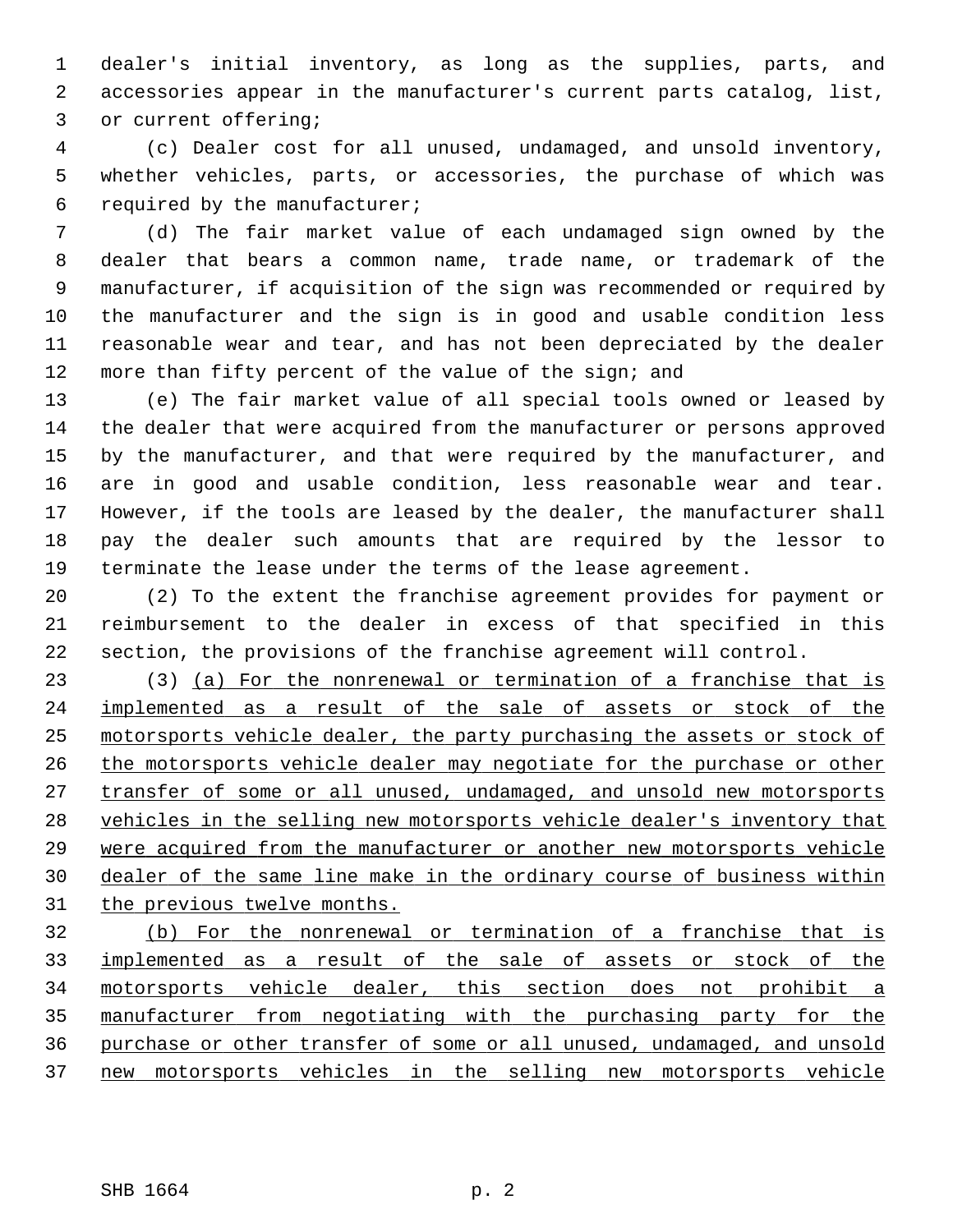dealer's initial inventory, as long as the supplies, parts, and accessories appear in the manufacturer's current parts catalog, list, or current offering;

(c) Dealer cost for all unused, undamaged, and unsold inventory, whether vehicles, parts, or accessories, the purchase of which was required by the manufacturer;

(d) The fair market value of each undamaged sign owned by the dealer that bears a common name, trade name, or trademark of the manufacturer, if acquisition of the sign was recommended or required by the manufacturer and the sign is in good and usable condition less reasonable wear and tear, and has not been depreciated by the dealer more than fifty percent of the value of the sign; and

(e) The fair market value of all special tools owned or leased by the dealer that were acquired from the manufacturer or persons approved by the manufacturer, and that were required by the manufacturer, and are in good and usable condition, less reasonable wear and tear. However, if the tools are leased by the dealer, the manufacturer shall pay the dealer such amounts that are required by the lessor to terminate the lease under the terms of the lease agreement.

(2) To the extent the franchise agreement provides for payment or reimbursement to the dealer in excess of that specified in this section, the provisions of the franchise agreement will control.

(3) <u>(a) For the nonrenewal or termination of a franchise that is implemented as a result of the sale of assets or stock of the motorsports vehicle dealer, the party purchasing the assets or stock of the motorsports vehicle dealer may negotiate for the purchase or other transfer of some or all unused, undamaged, and unsold new motorsports vehicles in the selling new motorsports vehicle dealer's inventory that were acquired from the manufacturer or another new motorsports vehicle dealer of the same line make in the ordinary course of business within the previous twelve months.</u>

<u>(b) For the nonrenewal or termination of a franchise that is implemented as a result of the sale of assets or stock of the motorsports vehicle dealer, this section does not prohibit a manufacturer from negotiating with the purchasing party for the purchase or other transfer of some or all unused, undamaged, and unsold new motorsports vehicles in the selling new motorsports vehicle</u>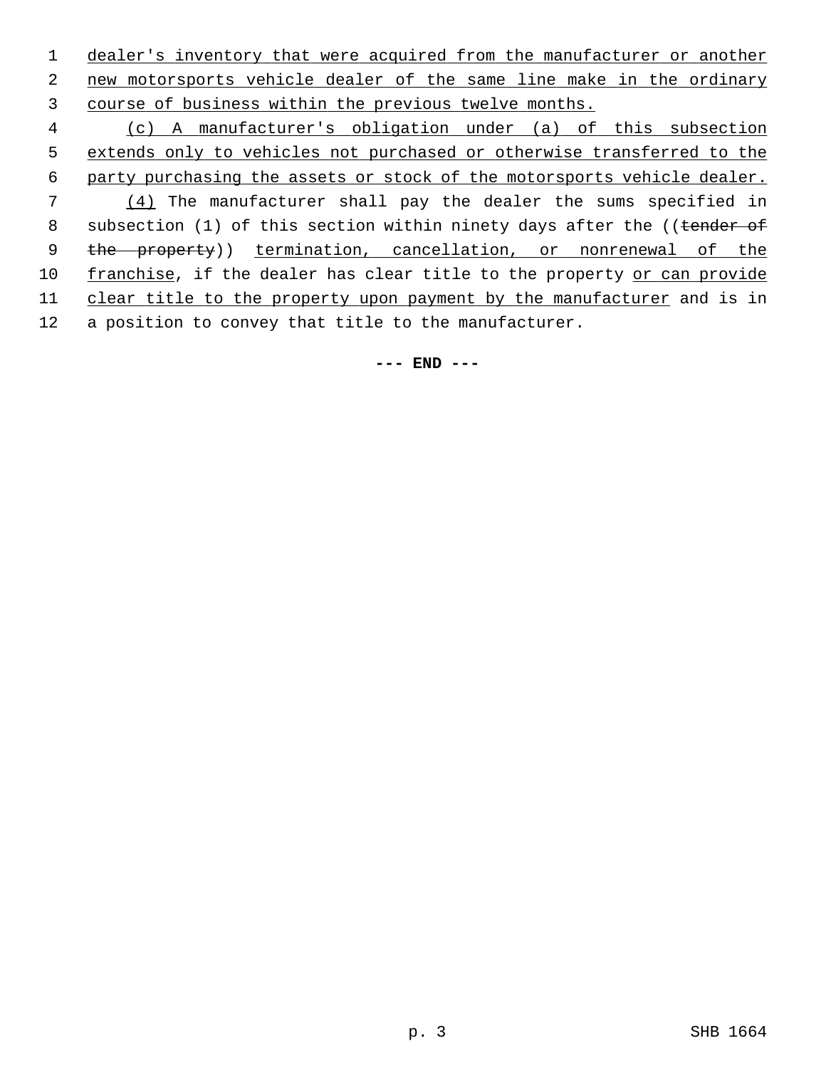dealer's inventory that were acquired from the manufacturer or another new motorsports vehicle dealer of the same line make in the ordinary course of business within the previous twelve months.

(c) A manufacturer's obligation under (a) of this subsection extends only to vehicles not purchased or otherwise transferred to the party purchasing the assets or stock of the motorsports vehicle dealer.

(4) The manufacturer shall pay the dealer the sums specified in subsection (1) of this section within ninety days after the ((~~tender of the property~~)) termination, cancellation, or nonrenewal of the franchise, if the dealer has clear title to the property or can provide clear title to the property upon payment by the manufacturer and is in a position to convey that title to the manufacturer.

**--- END ---**